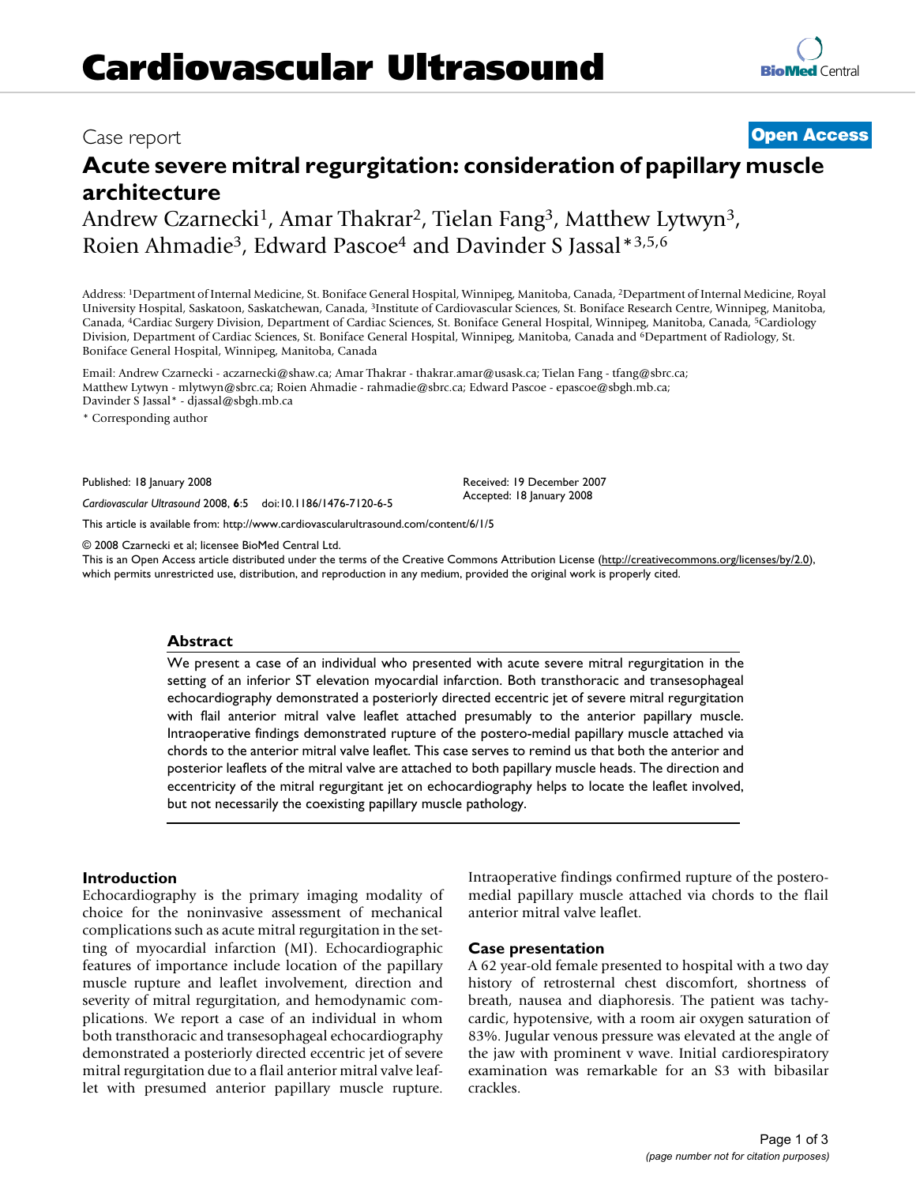Case report

**Open Access**

# Acute severe mitral regurgitation: consideration of papillary muscle architecture

Andrew Czarnecki[1], Amar Thakrar[2], Tielan Fang[3], Matthew Lytwyn[3], Roien Ahmadie[3], Edward Pascoe[4] and Davinder S Jassal*[3,5,6]

Address: [1]Department of Internal Medicine, St. Boniface General Hospital, Winnipeg, Manitoba, Canada, [2]Department of Internal Medicine, Royal University Hospital, Saskatoon, Saskatchewan, Canada, [3]Institute of Cardiovascular Sciences, St. Boniface Research Centre, Winnipeg, Manitoba, Canada, [4]Cardiac Surgery Division, Department of Cardiac Sciences, St. Boniface General Hospital, Winnipeg, Manitoba, Canada, [5]Cardiology Division, Department of Cardiac Sciences, St. Boniface General Hospital, Winnipeg, Manitoba, Canada and [6]Department of Radiology, St. Boniface General Hospital, Winnipeg, Manitoba, Canada

Email: Andrew Czarnecki - aczarnecki@shaw.ca; Amar Thakrar - thakrar.amar@usask.ca; Tielan Fang - tfang@sbrc.ca; Matthew Lytwyn - mlytwyn@sbrc.ca; Roien Ahmadie - rahmadie@sbrc.ca; Edward Pascoe - epascoe@sbgh.mb.ca; Davinder S Jassal* - djassal@sbgh.mb.ca

* Corresponding author

Published: 18 January 2008

*Cardiovascular Ultrasound* 2008, **6**:5 doi:10.1186/1476-7120-6-5

Received: 19 December 2007
Accepted: 18 January 2008

This article is available from: http://www.cardiovascularultrasound.com/content/6/1/5

© 2008 Czarnecki et al; licensee BioMed Central Ltd.
This is an Open Access article distributed under the terms of the Creative Commons Attribution License (http://creativecommons.org/licenses/by/2.0), which permits unrestricted use, distribution, and reproduction in any medium, provided the original work is properly cited.

## Abstract

We present a case of an individual who presented with acute severe mitral regurgitation in the setting of an inferior ST elevation myocardial infarction. Both transthoracic and transesophageal echocardiography demonstrated a posteriorly directed eccentric jet of severe mitral regurgitation with flail anterior mitral valve leaflet attached presumably to the anterior papillary muscle. Intraoperative findings demonstrated rupture of the postero-medial papillary muscle attached via chords to the anterior mitral valve leaflet. This case serves to remind us that both the anterior and posterior leaflets of the mitral valve are attached to both papillary muscle heads. The direction and eccentricity of the mitral regurgitant jet on echocardiography helps to locate the leaflet involved, but not necessarily the coexisting papillary muscle pathology.

## Introduction

Echocardiography is the primary imaging modality of choice for the noninvasive assessment of mechanical complications such as acute mitral regurgitation in the setting of myocardial infarction (MI). Echocardiographic features of importance include location of the papillary muscle rupture and leaflet involvement, direction and severity of mitral regurgitation, and hemodynamic complications. We report a case of an individual in whom both transthoracic and transesophageal echocardiography demonstrated a posteriorly directed eccentric jet of severe mitral regurgitation due to a flail anterior mitral valve leaflet with presumed anterior papillary muscle rupture. Intraoperative findings confirmed rupture of the postero-medial papillary muscle attached via chords to the flail anterior mitral valve leaflet.

## Case presentation

A 62 year-old female presented to hospital with a two day history of retrosternal chest discomfort, shortness of breath, nausea and diaphoresis. The patient was tachycardic, hypotensive, with a room air oxygen saturation of 83%. Jugular venous pressure was elevated at the angle of the jaw with prominent v wave. Initial cardiorespiratory examination was remarkable for an S3 with bibasilar crackles.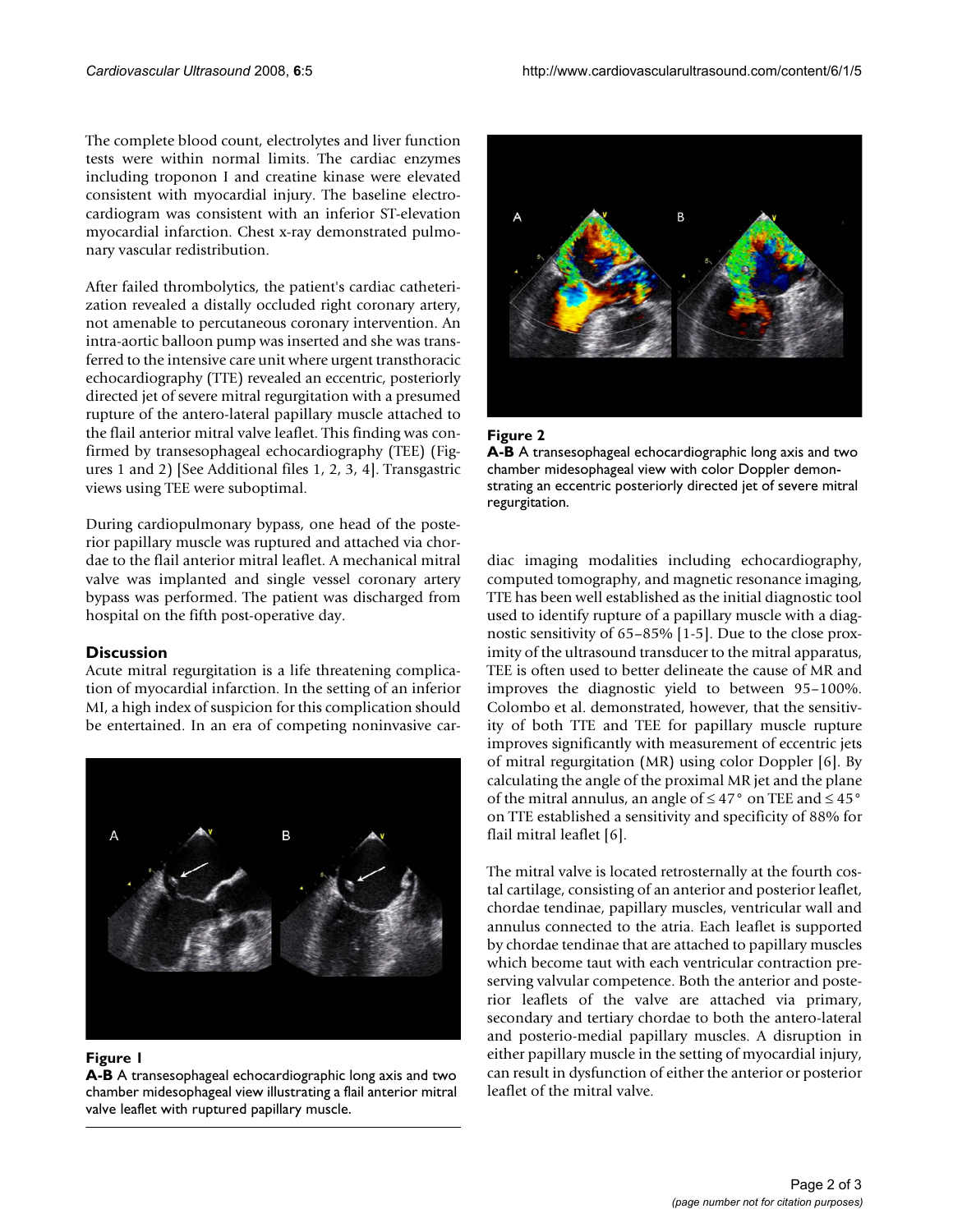The complete blood count, electrolytes and liver function tests were within normal limits. The cardiac enzymes including troponon I and creatine kinase were elevated consistent with myocardial injury. The baseline electrocardiogram was consistent with an inferior ST-elevation myocardial infarction. Chest x-ray demonstrated pulmonary vascular redistribution.

After failed thrombolytics, the patient's cardiac catheterization revealed a distally occluded right coronary artery, not amenable to percutaneous coronary intervention. An intra-aortic balloon pump was inserted and she was transferred to the intensive care unit where urgent transthoracic echocardiography (TTE) revealed an eccentric, posteriorly directed jet of severe mitral regurgitation with a presumed rupture of the antero-lateral papillary muscle attached to the flail anterior mitral valve leaflet. This finding was confirmed by transesophageal echocardiography (TEE) (Figures 1 and 2) [See Additional files 1, 2, 3, 4]. Transgastric views using TEE were suboptimal.

During cardiopulmonary bypass, one head of the posterior papillary muscle was ruptured and attached via chordae to the flail anterior mitral leaflet. A mechanical mitral valve was implanted and single vessel coronary artery bypass was performed. The patient was discharged from hospital on the fifth post-operative day.

## Discussion

Acute mitral regurgitation is a life threatening complication of myocardial infarction. In the setting of an inferior MI, a high index of suspicion for this complication should be entertained. In an era of competing noninvasive cardiac imaging modalities including echocardiography, computed tomography, and magnetic resonance imaging, TTE has been well established as the initial diagnostic tool used to identify rupture of a papillary muscle with a diagnostic sensitivity of 65–85% [1-5]. Due to the close proximity of the ultrasound transducer to the mitral apparatus, TEE is often used to better delineate the cause of MR and improves the diagnostic yield to between 95–100%. Colombo et al. demonstrated, however, that the sensitivity of both TTE and TEE for papillary muscle rupture improves significantly with measurement of eccentric jets of mitral regurgitation (MR) using color Doppler [6]. By calculating the angle of the proximal MR jet and the plane of the mitral annulus, an angle of $\leq 47°$ on TEE and $\leq 45°$ on TTE established a sensitivity and specificity of 88% for flail mitral leaflet [6].

**Figure 1**
**A-B** A transesophageal echocardiographic long axis and two chamber midesophageal view illustrating a flail anterior mitral valve leaflet with ruptured papillary muscle.

**Figure 2**
**A-B** A transesophageal echocardiographic long axis and two chamber midesophageal view with color Doppler demonstrating an eccentric posteriorly directed jet of severe mitral regurgitation.

The mitral valve is located retrosternally at the fourth costal cartilage, consisting of an anterior and posterior leaflet, chordae tendinae, papillary muscles, ventricular wall and annulus connected to the atria. Each leaflet is supported by chordae tendinae that are attached to papillary muscles which become taut with each ventricular contraction preserving valvular competence. Both the anterior and posterior leaflets of the valve are attached via primary, secondary and tertiary chordae to both the antero-lateral and posterio-medial papillary muscles. A disruption in either papillary muscle in the setting of myocardial injury, can result in dysfunction of either the anterior or posterior leaflet of the mitral valve.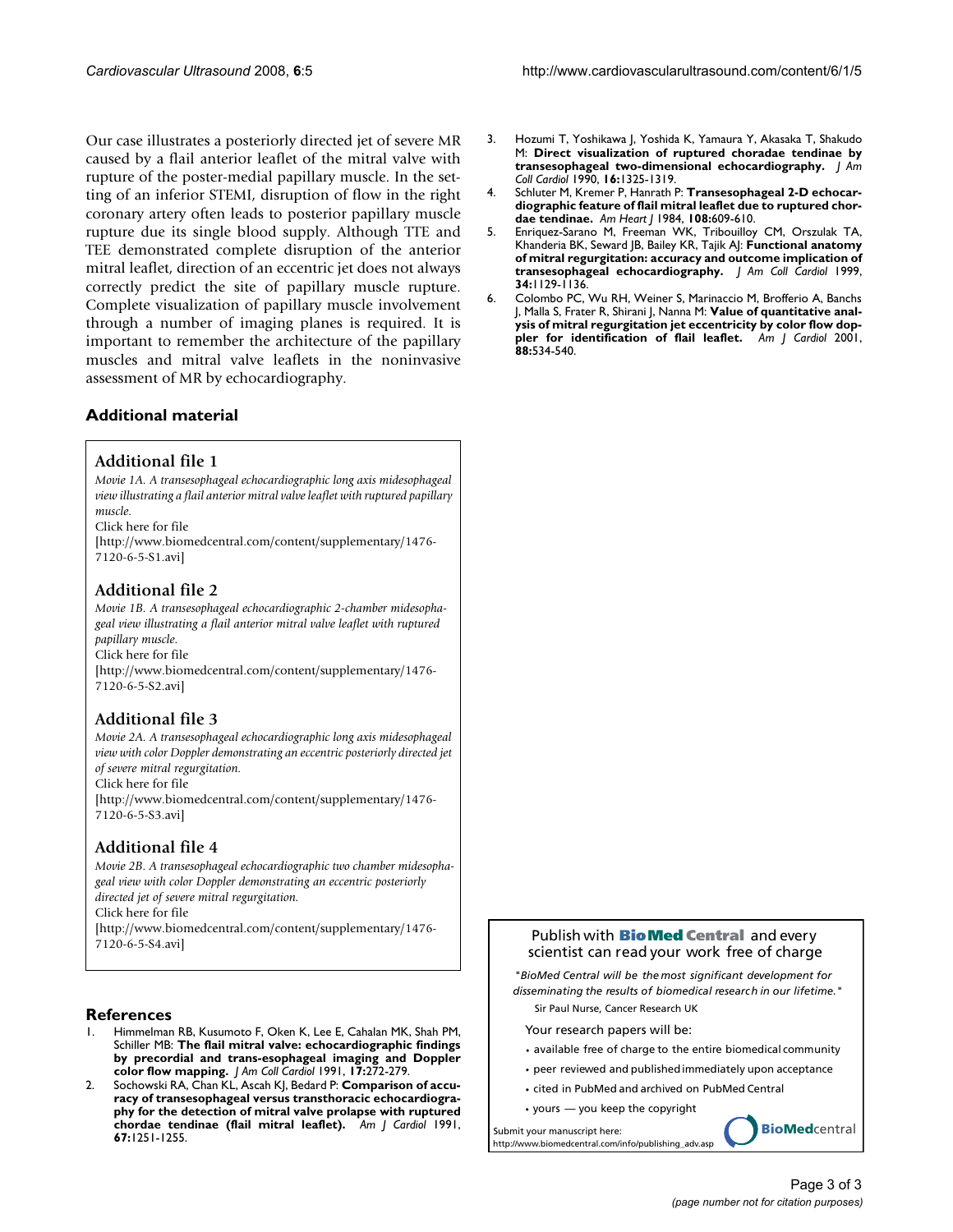Our case illustrates a posteriorly directed jet of severe MR caused by a flail anterior leaflet of the mitral valve with rupture of the poster-medial papillary muscle. In the setting of an inferior STEMI, disruption of flow in the right coronary artery often leads to posterior papillary muscle rupture due its single blood supply. Although TTE and TEE demonstrated complete disruption of the anterior mitral leaflet, direction of an eccentric jet does not always correctly predict the site of papillary muscle rupture. Complete visualization of papillary muscle involvement through a number of imaging planes is required. It is important to remember the architecture of the papillary muscles and mitral valve leaflets in the noninvasive assessment of MR by echocardiography.

## Additional material

### Additional file 1

*Movie 1A. A transesophageal echocardiographic long axis midesophageal view illustrating a flail anterior mitral valve leaflet with ruptured papillary muscle.*

Click here for file

[http://www.biomedcentral.com/content/supplementary/1476-7120-6-5-S1.avi]

### Additional file 2

*Movie 1B. A transesophageal echocardiographic 2-chamber midesophageal view illustrating a flail anterior mitral valve leaflet with ruptured papillary muscle.*

Click here for file

[http://www.biomedcentral.com/content/supplementary/1476-7120-6-5-S2.avi]

### Additional file 3

*Movie 2A. A transesophageal echocardiographic long axis midesophageal view with color Doppler demonstrating an eccentric posteriorly directed jet of severe mitral regurgitation.*

Click here for file

[http://www.biomedcentral.com/content/supplementary/1476-7120-6-5-S3.avi]

### Additional file 4

*Movie 2B. A transesophageal echocardiographic two chamber midesophageal view with color Doppler demonstrating an eccentric posteriorly directed jet of severe mitral regurgitation.*

Click here for file

[http://www.biomedcentral.com/content/supplementary/1476-7120-6-5-S4.avi]

## References

1. Himmelman RB, Kusumoto F, Oken K, Lee E, Cahalan MK, Shah PM, Schiller MB: **The flail mitral valve: echocardiographic findings by precordial and trans-esophageal imaging and Doppler color flow mapping.** *J Am Coll Cardiol* 1991, **17:**272-279.
2. Sochowski RA, Chan KL, Ascah KJ, Bedard P: **Comparison of accuracy of transesophageal versus transthoracic echocardiography for the detection of mitral valve prolapse with ruptured chordae tendinae (flail mitral leaflet).** *Am J Cardiol* 1991, **67:**1251-1255.
3. Hozumi T, Yoshikawa J, Yoshida K, Yamaura Y, Akasaka T, Shakudo M: **Direct visualization of ruptured choradae tendinae by transesophageal two-dimensional echocardiography.** *J Am Coll Cardiol* 1990, **16:**1325-1319.
4. Schluter M, Kremer P, Hanrath P: **Transesophageal 2-D echocardiographic feature of flail mitral leaflet due to ruptured chordae tendinae.** *Am Heart J* 1984, **108:**609-610.
5. Enriquez-Sarano M, Freeman WK, Tribouilloy CM, Orszulak TA, Khanderia BK, Seward JB, Bailey KR, Tajik AJ: **Functional anatomy of mitral regurgitation: accuracy and outcome implication of transesophageal echocardiography.** *J Am Coll Cardiol* 1999, **34:**1129-1136.
6. Colombo PC, Wu RH, Weiner S, Marinaccio M, Brofferio A, Banchs J, Malla S, Frater R, Shirani J, Nanna M: **Value of quantitative analysis of mitral regurgitation jet eccentricity by color flow doppler for identification of flail leaflet.** *Am J Cardiol* 2001, **88:**534-540.

Publish with **BioMed Central** and every scientist can read your work free of charge

*"BioMed Central will be the most significant development for disseminating the results of biomedical research in our lifetime."*

Sir Paul Nurse, Cancer Research UK

Your research papers will be:

- available free of charge to the entire biomedical community
- peer reviewed and published immediately upon acceptance
- cited in PubMed and archived on PubMed Central
- yours — you keep the copyright

Submit your manuscript here:
http://www.biomedcentral.com/info/publishing_adv.asp

BioMedcentral